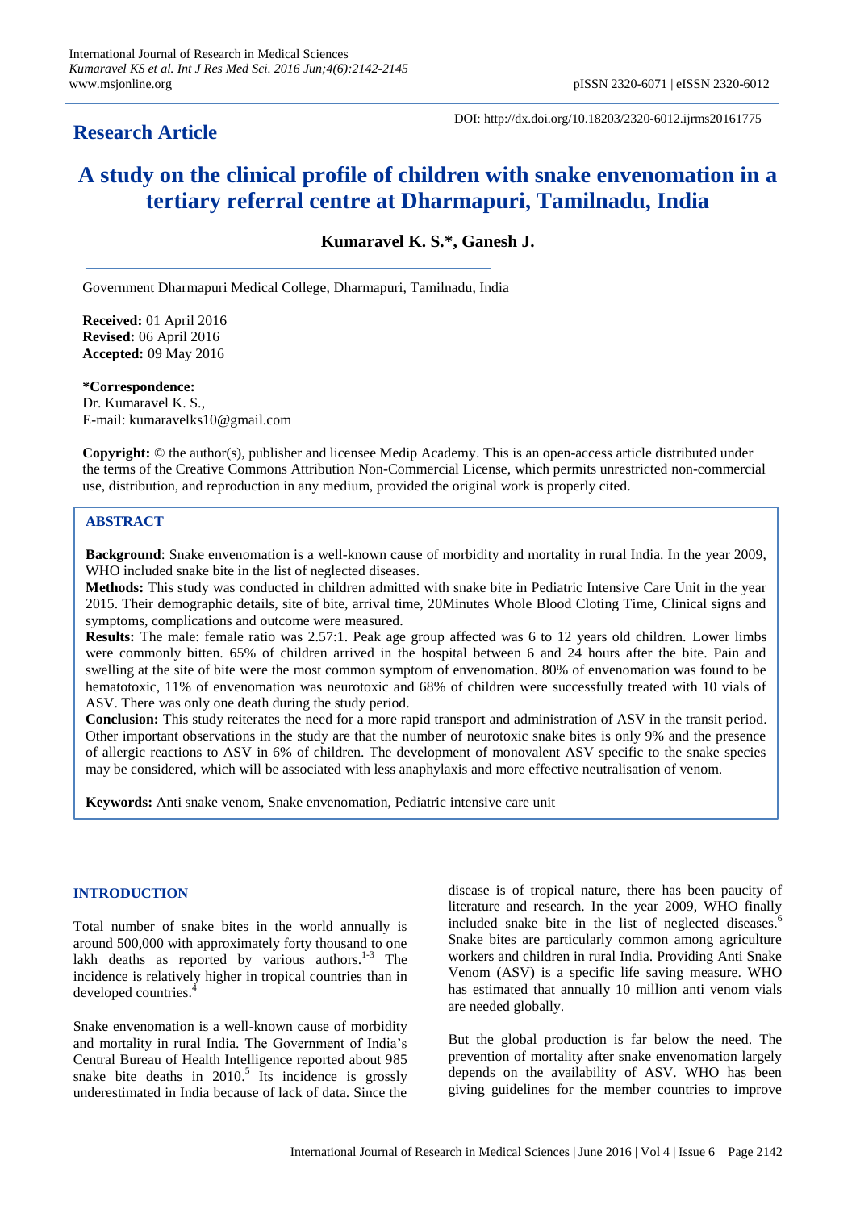**Research Article**

DOI: http://dx.doi.org/10.18203/2320-6012.ijrms20161775

# A study on the clinical profile of children with snake envenomation in a tertiary referral centre at Dharmapuri, Tamilnadu, India

**Kumaravel K. S.\*, Ganesh J.**

Government Dharmapuri Medical College, Dharmapuri, Tamilnadu, India

**Received:** 01 April 2016
**Revised:** 06 April 2016
**Accepted:** 09 May 2016

**\*Correspondence:**
Dr. Kumaravel K. S.,
E-mail: kumaravelks10@gmail.com

**Copyright:** © the author(s), publisher and licensee Medip Academy. This is an open-access article distributed under the terms of the Creative Commons Attribution Non-Commercial License, which permits unrestricted non-commercial use, distribution, and reproduction in any medium, provided the original work is properly cited.

## ABSTRACT

**Background**: Snake envenomation is a well-known cause of morbidity and mortality in rural India. In the year 2009, WHO included snake bite in the list of neglected diseases.

**Methods:** This study was conducted in children admitted with snake bite in Pediatric Intensive Care Unit in the year 2015. Their demographic details, site of bite, arrival time, 20Minutes Whole Blood Cloting Time, Clinical signs and symptoms, complications and outcome were measured.

**Results:** The male: female ratio was 2.57:1. Peak age group affected was 6 to 12 years old children. Lower limbs were commonly bitten. 65% of children arrived in the hospital between 6 and 24 hours after the bite. Pain and swelling at the site of bite were the most common symptom of envenomation. 80% of envenomation was found to be hematotoxic, 11% of envenomation was neurotoxic and 68% of children were successfully treated with 10 vials of ASV. There was only one death during the study period.

**Conclusion:** This study reiterates the need for a more rapid transport and administration of ASV in the transit period. Other important observations in the study are that the number of neurotoxic snake bites is only 9% and the presence of allergic reactions to ASV in 6% of children. The development of monovalent ASV specific to the snake species may be considered, which will be associated with less anaphylaxis and more effective neutralisation of venom.

**Keywords:** Anti snake venom, Snake envenomation, Pediatric intensive care unit

## INTRODUCTION

Total number of snake bites in the world annually is around 500,000 with approximately forty thousand to one lakh deaths as reported by various authors.[1-3] The incidence is relatively higher in tropical countries than in developed countries.[4]

Snake envenomation is a well-known cause of morbidity and mortality in rural India. The Government of India's Central Bureau of Health Intelligence reported about 985 snake bite deaths in 2010.[5] Its incidence is grossly underestimated in India because of lack of data. Since the disease is of tropical nature, there has been paucity of literature and research. In the year 2009, WHO finally included snake bite in the list of neglected diseases.[6] Snake bites are particularly common among agriculture workers and children in rural India. Providing Anti Snake Venom (ASV) is a specific life saving measure. WHO has estimated that annually 10 million anti venom vials are needed globally.

But the global production is far below the need. The prevention of mortality after snake envenomation largely depends on the availability of ASV. WHO has been giving guidelines for the member countries to improve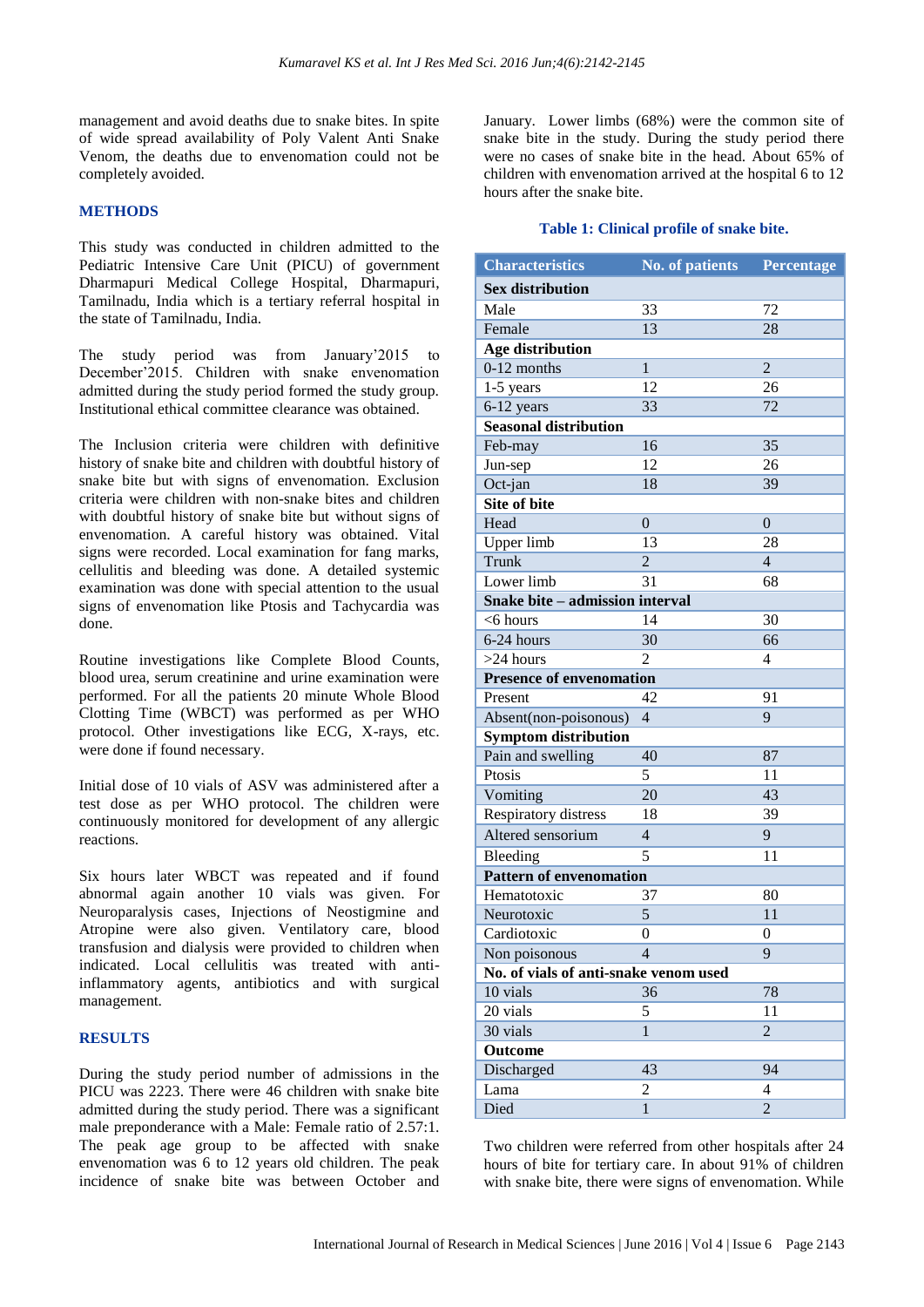management and avoid deaths due to snake bites. In spite of wide spread availability of Poly Valent Anti Snake Venom, the deaths due to envenomation could not be completely avoided.

## METHODS

This study was conducted in children admitted to the Pediatric Intensive Care Unit (PICU) of government Dharmapuri Medical College Hospital, Dharmapuri, Tamilnadu, India which is a tertiary referral hospital in the state of Tamilnadu, India.

The study period was from January'2015 to December'2015. Children with snake envenomation admitted during the study period formed the study group. Institutional ethical committee clearance was obtained.

The Inclusion criteria were children with definitive history of snake bite and children with doubtful history of snake bite but with signs of envenomation. Exclusion criteria were children with non-snake bites and children with doubtful history of snake bite but without signs of envenomation. A careful history was obtained. Vital signs were recorded. Local examination for fang marks, cellulitis and bleeding was done. A detailed systemic examination was done with special attention to the usual signs of envenomation like Ptosis and Tachycardia was done.

Routine investigations like Complete Blood Counts, blood urea, serum creatinine and urine examination were performed. For all the patients 20 minute Whole Blood Clotting Time (WBCT) was performed as per WHO protocol. Other investigations like ECG, X-rays, etc. were done if found necessary.

Initial dose of 10 vials of ASV was administered after a test dose as per WHO protocol. The children were continuously monitored for development of any allergic reactions.

Six hours later WBCT was repeated and if found abnormal again another 10 vials was given. For Neuroparalysis cases, Injections of Neostigmine and Atropine were also given. Ventilatory care, blood transfusion and dialysis were provided to children when indicated. Local cellulitis was treated with anti-inflammatory agents, antibiotics and with surgical management.

## RESULTS

During the study period number of admissions in the PICU was 2223. There were 46 children with snake bite admitted during the study period. There was a significant male preponderance with a Male: Female ratio of 2.57:1. The peak age group to be affected with snake envenomation was 6 to 12 years old children. The peak incidence of snake bite was between October and January. Lower limbs (68%) were the common site of snake bite in the study. During the study period there were no cases of snake bite in the head. About 65% of children with envenomation arrived at the hospital 6 to 12 hours after the snake bite.

**Table 1: Clinical profile of snake bite.**

| Characteristics | No. of patients | Percentage |
|---|---|---|
| **Sex distribution** | | |
| Male | 33 | 72 |
| Female | 13 | 28 |
| **Age distribution** | | |
| 0-12 months | 1 | 2 |
| 1-5 years | 12 | 26 |
| 6-12 years | 33 | 72 |
| **Seasonal distribution** | | |
| Feb-may | 16 | 35 |
| Jun-sep | 12 | 26 |
| Oct-jan | 18 | 39 |
| **Site of bite** | | |
| Head | 0 | 0 |
| Upper limb | 13 | 28 |
| Trunk | 2 | 4 |
| Lower limb | 31 | 68 |
| **Snake bite – admission interval** | | |
| <6 hours | 14 | 30 |
| 6-24 hours | 30 | 66 |
| >24 hours | 2 | 4 |
| **Presence of envenomation** | | |
| Present | 42 | 91 |
| Absent(non-poisonous) | 4 | 9 |
| **Symptom distribution** | | |
| Pain and swelling | 40 | 87 |
| Ptosis | 5 | 11 |
| Vomiting | 20 | 43 |
| Respiratory distress | 18 | 39 |
| Altered sensorium | 4 | 9 |
| Bleeding | 5 | 11 |
| **Pattern of envenomation** | | |
| Hematotoxic | 37 | 80 |
| Neurotoxic | 5 | 11 |
| Cardiotoxic | 0 | 0 |
| Non poisonous | 4 | 9 |
| **No. of vials of anti-snake venom used** | | |
| 10 vials | 36 | 78 |
| 20 vials | 5 | 11 |
| 30 vials | 1 | 2 |
| **Outcome** | | |
| Discharged | 43 | 94 |
| Lama | 2 | 4 |
| Died | 1 | 2 |

Two children were referred from other hospitals after 24 hours of bite for tertiary care. In about 91% of children with snake bite, there were signs of envenomation. While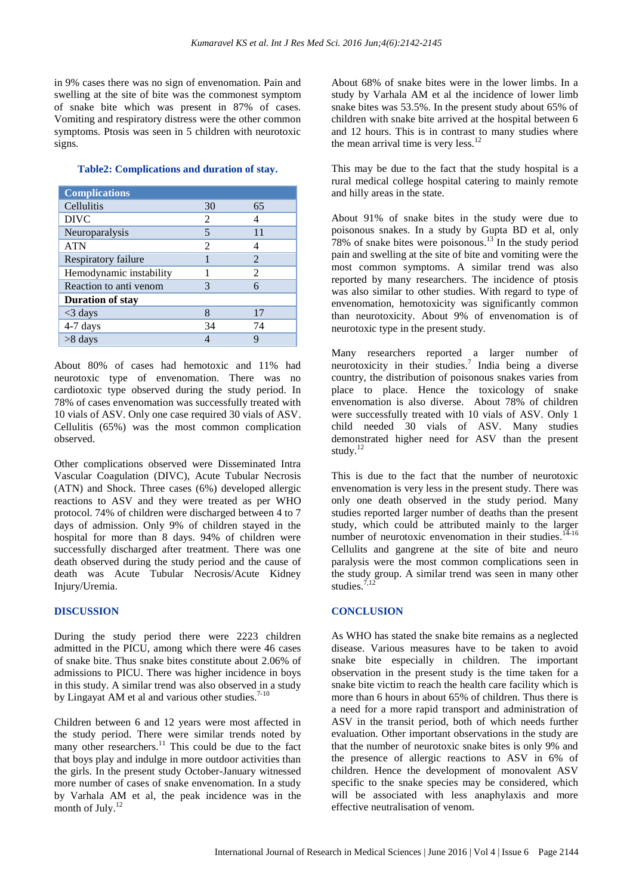in 9% cases there was no sign of envenomation. Pain and swelling at the site of bite was the commonest symptom of snake bite which was present in 87% of cases. Vomiting and respiratory distress were the other common symptoms. Ptosis was seen in 5 children with neurotoxic signs.

**Table2: Complications and duration of stay.**

| Complications | | |
|---|---|---|
| Cellulitis | 30 | 65 |
| DIVC | 2 | 4 |
| Neuroparalysis | 5 | 11 |
| ATN | 2 | 4 |
| Respiratory failure | 1 | 2 |
| Hemodynamic instability | 1 | 2 |
| Reaction to anti venom | 3 | 6 |
| **Duration of stay** | | |
| <3 days | 8 | 17 |
| 4-7 days | 34 | 74 |
| >8 days | 4 | 9 |

About 80% of cases had hemotoxic and 11% had neurotoxic type of envenomation. There was no cardiotoxic type observed during the study period. In 78% of cases envenomation was successfully treated with 10 vials of ASV. Only one case required 30 vials of ASV. Cellulitis (65%) was the most common complication observed.

Other complications observed were Disseminated Intra Vascular Coagulation (DIVC), Acute Tubular Necrosis (ATN) and Shock. Three cases (6%) developed allergic reactions to ASV and they were treated as per WHO protocol. 74% of children were discharged between 4 to 7 days of admission. Only 9% of children stayed in the hospital for more than 8 days. 94% of children were successfully discharged after treatment. There was one death observed during the study period and the cause of death was Acute Tubular Necrosis/Acute Kidney Injury/Uremia.

## DISCUSSION

During the study period there were 2223 children admitted in the PICU, among which there were 46 cases of snake bite. Thus snake bites constitute about 2.06% of admissions to PICU. There was higher incidence in boys in this study. A similar trend was also observed in a study by Lingayat AM et al and various other studies.[7-10]

Children between 6 and 12 years were most affected in the study period. There were similar trends noted by many other researchers.[11] This could be due to the fact that boys play and indulge in more outdoor activities than the girls. In the present study October-January witnessed more number of cases of snake envenomation. In a study by Varhala AM et al, the peak incidence was in the month of July.[12]

About 68% of snake bites were in the lower limbs. In a study by Varhala AM et al the incidence of lower limb snake bites was 53.5%. In the present study about 65% of children with snake bite arrived at the hospital between 6 and 12 hours. This is in contrast to many studies where the mean arrival time is very less.[12]

This may be due to the fact that the study hospital is a rural medical college hospital catering to mainly remote and hilly areas in the state.

About 91% of snake bites in the study were due to poisonous snakes. In a study by Gupta BD et al, only 78% of snake bites were poisonous.[13] In the study period pain and swelling at the site of bite and vomiting were the most common symptoms. A similar trend was also reported by many researchers. The incidence of ptosis was also similar to other studies. With regard to type of envenomation, hemotoxicity was significantly common than neurotoxicity. About 9% of envenomation is of neurotoxic type in the present study.

Many researchers reported a larger number of neurotoxicity in their studies.[7] India being a diverse country, the distribution of poisonous snakes varies from place to place. Hence the toxicology of snake envenomation is also diverse. About 78% of children were successfully treated with 10 vials of ASV. Only 1 child needed 30 vials of ASV. Many studies demonstrated higher need for ASV than the present study.[12]

This is due to the fact that the number of neurotoxic envenomation is very less in the present study. There was only one death observed in the study period. Many studies reported larger number of deaths than the present study, which could be attributed mainly to the larger number of neurotoxic envenomation in their studies.[14-16] Cellulits and gangrene at the site of bite and neuro paralysis were the most common complications seen in the study group. A similar trend was seen in many other studies.[7,12]

## CONCLUSION

As WHO has stated the snake bite remains as a neglected disease. Various measures have to be taken to avoid snake bite especially in children. The important observation in the present study is the time taken for a snake bite victim to reach the health care facility which is more than 6 hours in about 65% of children. Thus there is a need for a more rapid transport and administration of ASV in the transit period, both of which needs further evaluation. Other important observations in the study are that the number of neurotoxic snake bites is only 9% and the presence of allergic reactions to ASV in 6% of children. Hence the development of monovalent ASV specific to the snake species may be considered, which will be associated with less anaphylaxis and more effective neutralisation of venom.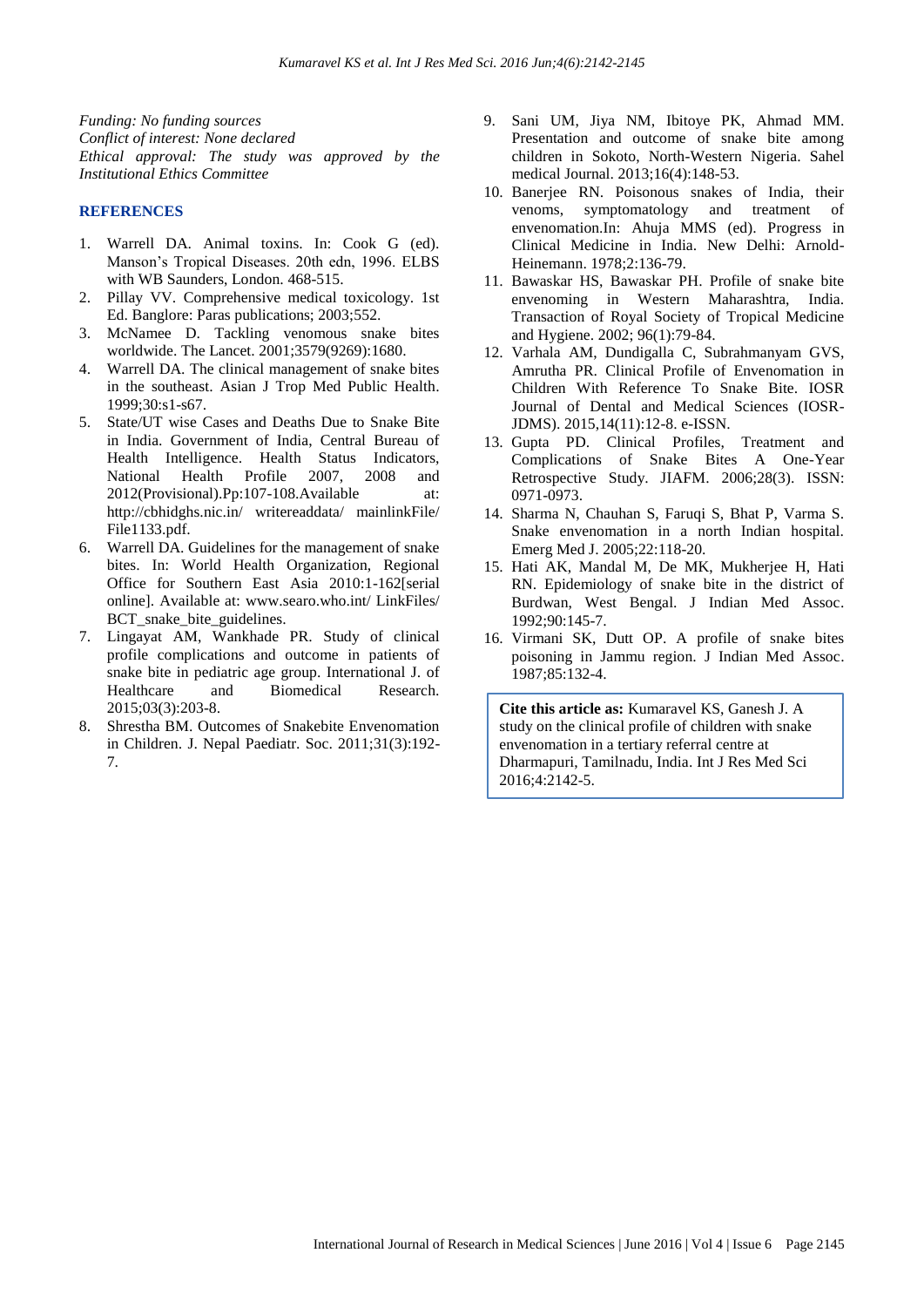*Funding: No funding sources*
*Conflict of interest: None declared*
*Ethical approval: The study was approved by the Institutional Ethics Committee*

## REFERENCES

1. Warrell DA. Animal toxins. In: Cook G (ed). Manson's Tropical Diseases. 20th edn, 1996. ELBS with WB Saunders, London. 468-515.
2. Pillay VV. Comprehensive medical toxicology. 1st Ed. Banglore: Paras publications; 2003;552.
3. McNamee D. Tackling venomous snake bites worldwide. The Lancet. 2001;3579(9269):1680.
4. Warrell DA. The clinical management of snake bites in the southeast. Asian J Trop Med Public Health. 1999;30:s1-s67.
5. State/UT wise Cases and Deaths Due to Snake Bite in India. Government of India, Central Bureau of Health Intelligence. Health Status Indicators, National Health Profile 2007, 2008 and 2012(Provisional).Pp:107-108.Available at: http://cbhidghs.nic.in/ writereaddata/ mainlinkFile/ File1133.pdf.
6. Warrell DA. Guidelines for the management of snake bites. In: World Health Organization, Regional Office for Southern East Asia 2010:1-162[serial online]. Available at: www.searo.who.int/ LinkFiles/ BCT_snake_bite_guidelines.
7. Lingayat AM, Wankhade PR. Study of clinical profile complications and outcome in patients of snake bite in pediatric age group. International J. of Healthcare and Biomedical Research. 2015;03(3):203-8.
8. Shrestha BM. Outcomes of Snakebite Envenomation in Children. J. Nepal Paediatr. Soc. 2011;31(3):192-7.
9. Sani UM, Jiya NM, Ibitoye PK, Ahmad MM. Presentation and outcome of snake bite among children in Sokoto, North-Western Nigeria. Sahel medical Journal. 2013;16(4):148-53.
10. Banerjee RN. Poisonous snakes of India, their venoms, symptomatology and treatment of envenomation.In: Ahuja MMS (ed). Progress in Clinical Medicine in India. New Delhi: Arnold-Heinemann. 1978;2:136-79.
11. Bawaskar HS, Bawaskar PH. Profile of snake bite envenoming in Western Maharashtra, India. Transaction of Royal Society of Tropical Medicine and Hygiene. 2002; 96(1):79-84.
12. Varhala AM, Dundigalla C, Subrahmanyam GVS, Amrutha PR. Clinical Profile of Envenomation in Children With Reference To Snake Bite. IOSR Journal of Dental and Medical Sciences (IOSR-JDMS). 2015,14(11):12-8. e-ISSN.
13. Gupta PD. Clinical Profiles, Treatment and Complications of Snake Bites A One-Year Retrospective Study. JIAFM. 2006;28(3). ISSN: 0971-0973.
14. Sharma N, Chauhan S, Faruqi S, Bhat P, Varma S. Snake envenomation in a north Indian hospital. Emerg Med J. 2005;22:118-20.
15. Hati AK, Mandal M, De MK, Mukherjee H, Hati RN. Epidemiology of snake bite in the district of Burdwan, West Bengal. J Indian Med Assoc. 1992;90:145-7.
16. Virmani SK, Dutt OP. A profile of snake bites poisoning in Jammu region. J Indian Med Assoc. 1987;85:132-4.

**Cite this article as:** Kumaravel KS, Ganesh J. A study on the clinical profile of children with snake envenomation in a tertiary referral centre at Dharmapuri, Tamilnadu, India. Int J Res Med Sci 2016;4:2142-5.